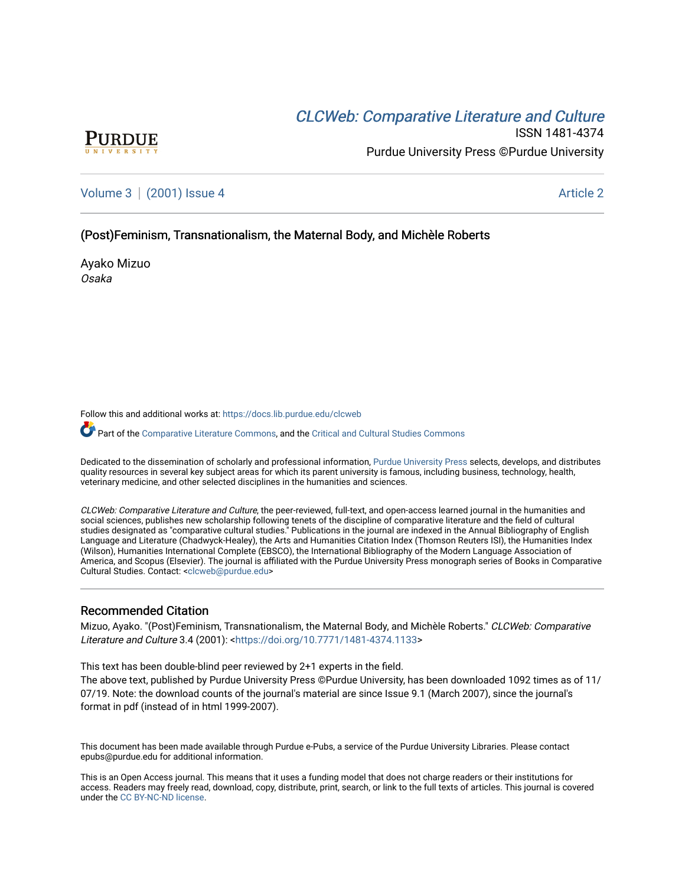PURDUE UNIVERSITY

# CLCWeb: Comparative Literature and Culture

ISSN 1481-4374

Purdue University Press ©Purdue University

Volume 3 | (2001) Issue 4 Article 2

## (Post)Feminism, Transnationalism, the Maternal Body, and Michèle Roberts

Ayako Mizuo
*Osaka*

Follow this and additional works at: https://docs.lib.purdue.edu/clcweb

Part of the Comparative Literature Commons, and the Critical and Cultural Studies Commons

Dedicated to the dissemination of scholarly and professional information, Purdue University Press selects, develops, and distributes quality resources in several key subject areas for which its parent university is famous, including business, technology, health, veterinary medicine, and other selected disciplines in the humanities and sciences.

*CLCWeb: Comparative Literature and Culture*, the peer-reviewed, full-text, and open-access learned journal in the humanities and social sciences, publishes new scholarship following tenets of the discipline of comparative literature and the field of cultural studies designated as "comparative cultural studies." Publications in the journal are indexed in the Annual Bibliography of English Language and Literature (Chadwyck-Healey), the Arts and Humanities Citation Index (Thomson Reuters ISI), the Humanities Index (Wilson), Humanities International Complete (EBSCO), the International Bibliography of the Modern Language Association of America, and Scopus (Elsevier). The journal is affiliated with the Purdue University Press monograph series of Books in Comparative Cultural Studies. Contact: <clcweb@purdue.edu>

### Recommended Citation

Mizuo, Ayako. "(Post)Feminism, Transnationalism, the Maternal Body, and Michèle Roberts." *CLCWeb: Comparative Literature and Culture* 3.4 (2001): <https://doi.org/10.7771/1481-4374.1133>

This text has been double-blind peer reviewed by 2+1 experts in the field.
The above text, published by Purdue University Press ©Purdue University, has been downloaded 1092 times as of 11/07/19. Note: the download counts of the journal's material are since Issue 9.1 (March 2007), since the journal's format in pdf (instead of in html 1999-2007).

This document has been made available through Purdue e-Pubs, a service of the Purdue University Libraries. Please contact epubs@purdue.edu for additional information.

This is an Open Access journal. This means that it uses a funding model that does not charge readers or their institutions for access. Readers may freely read, download, copy, distribute, print, search, or link to the full texts of articles. This journal is covered under the CC BY-NC-ND license.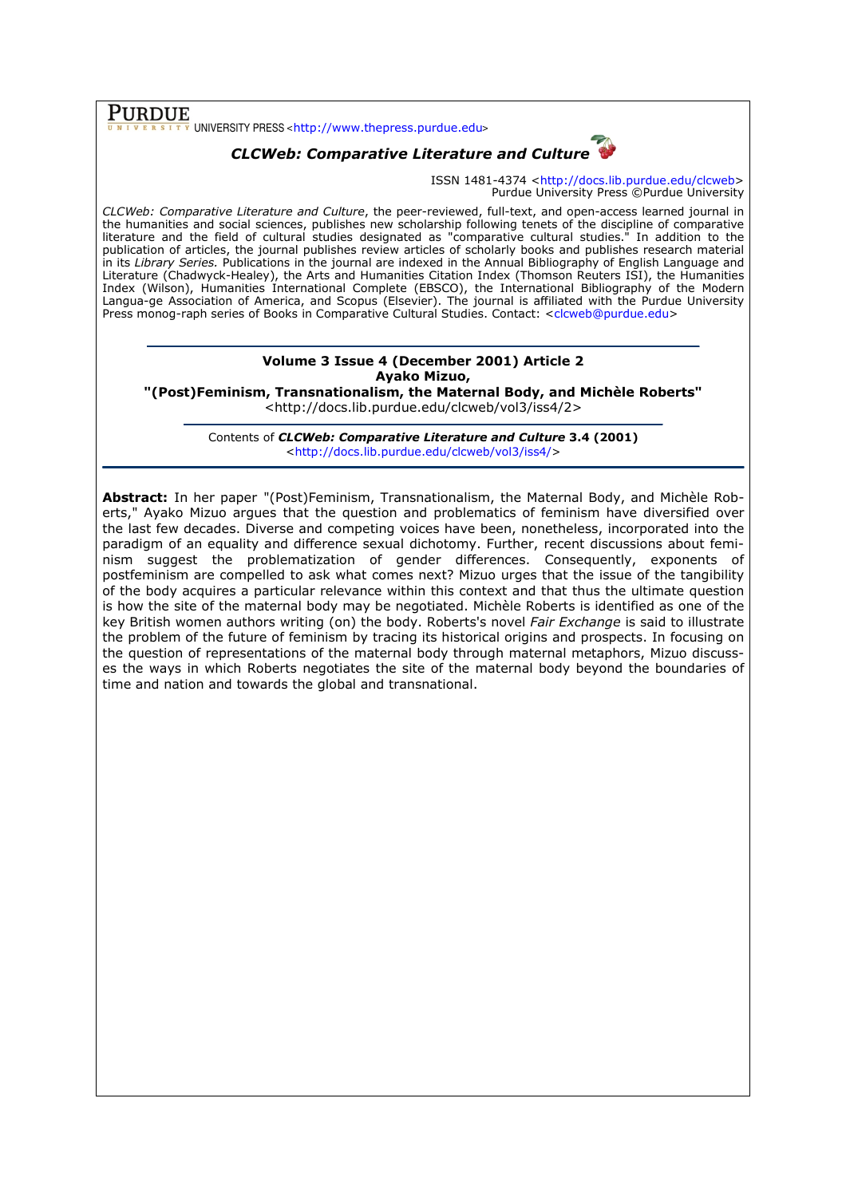PURDUE UNIVERSITY PRESS <http://www.thepress.purdue.edu>

***CLCWeb: Comparative Literature and Culture***

ISSN 1481-4374 <http://docs.lib.purdue.edu/clcweb>
Purdue University Press ©Purdue University

*CLCWeb: Comparative Literature and Culture*, the peer-reviewed, full-text, and open-access learned journal in the humanities and social sciences, publishes new scholarship following tenets of the discipline of comparative literature and the field of cultural studies designated as "comparative cultural studies." In addition to the publication of articles, the journal publishes review articles of scholarly books and publishes research material in its *Library Series.* Publications in the journal are indexed in the Annual Bibliography of English Language and Literature (Chadwyck-Healey), the Arts and Humanities Citation Index (Thomson Reuters ISI), the Humanities Index (Wilson), Humanities International Complete (EBSCO), the International Bibliography of the Modern Langua-ge Association of America, and Scopus (Elsevier). The journal is affiliated with the Purdue University Press monog-raph series of Books in Comparative Cultural Studies. Contact: <clcweb@purdue.edu>

---

**Volume 3 Issue 4 (December 2001) Article 2**
**Ayako Mizuo,**
**"(Post)Feminism, Transnationalism, the Maternal Body, and Michèle Roberts"**
<http://docs.lib.purdue.edu/clcweb/vol3/iss4/2>

---

Contents of ***CLCWeb: Comparative Literature and Culture* 3.4 (2001)**
<http://docs.lib.purdue.edu/clcweb/vol3/iss4/>

---

**Abstract:** In her paper "(Post)Feminism, Transnationalism, the Maternal Body, and Michèle Roberts," Ayako Mizuo argues that the question and problematics of feminism have diversified over the last few decades. Diverse and competing voices have been, nonetheless, incorporated into the paradigm of an equality and difference sexual dichotomy. Further, recent discussions about feminism suggest the problematization of gender differences. Consequently, exponents of postfeminism are compelled to ask what comes next? Mizuo urges that the issue of the tangibility of the body acquires a particular relevance within this context and that thus the ultimate question is how the site of the maternal body may be negotiated. Michèle Roberts is identified as one of the key British women authors writing (on) the body. Roberts's novel *Fair Exchange* is said to illustrate the problem of the future of feminism by tracing its historical origins and prospects. In focusing on the question of representations of the maternal body through maternal metaphors, Mizuo discusses the ways in which Roberts negotiates the site of the maternal body beyond the boundaries of time and nation and towards the global and transnational.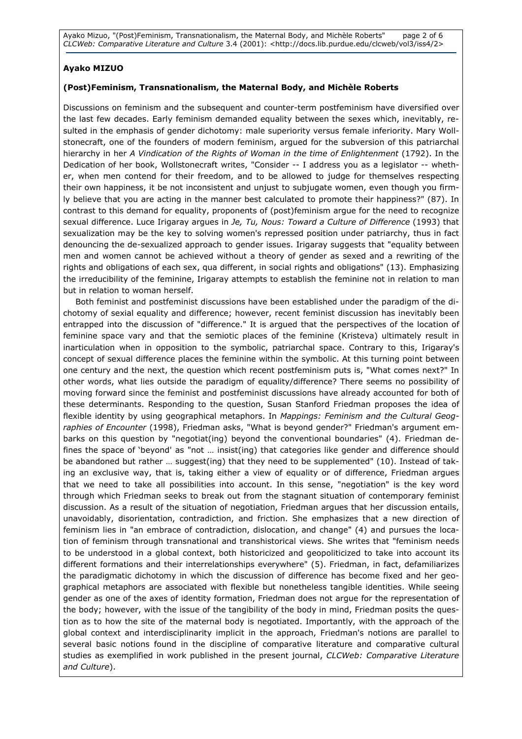**Ayako MIZUO**

**(Post)Feminism, Transnationalism, the Maternal Body, and Michèle Roberts**

Discussions on feminism and the subsequent and counter-term postfeminism have diversified over the last few decades. Early feminism demanded equality between the sexes which, inevitably, resulted in the emphasis of gender dichotomy: male superiority versus female inferiority. Mary Wollstonecraft, one of the founders of modern feminism, argued for the subversion of this patriarchal hierarchy in her *A Vindication of the Rights of Woman in the time of Enlightenment* (1792). In the Dedication of her book, Wollstonecraft writes, "Consider -- I address you as a legislator -- whether, when men contend for their freedom, and to be allowed to judge for themselves respecting their own happiness, it be not inconsistent and unjust to subjugate women, even though you firmly believe that you are acting in the manner best calculated to promote their happiness?" (87). In contrast to this demand for equality, proponents of (post)feminism argue for the need to recognize sexual difference. Luce Irigaray argues in *Je, Tu, Nous: Toward a Culture of Difference* (1993) that sexualization may be the key to solving women's repressed position under patriarchy, thus in fact denouncing the de-sexualized approach to gender issues. Irigaray suggests that "equality between men and women cannot be achieved without a theory of gender as sexed and a rewriting of the rights and obligations of each sex, qua different, in social rights and obligations" (13). Emphasizing the irreducibility of the feminine, Irigaray attempts to establish the feminine not in relation to man but in relation to woman herself.

Both feminist and postfeminist discussions have been established under the paradigm of the dichotomy of sexial equality and difference; however, recent feminist discussion has inevitably been entrapped into the discussion of "difference." It is argued that the perspectives of the location of feminine space vary and that the semiotic places of the feminine (Kristeva) ultimately result in inarticulation when in opposition to the symbolic, patriarchal space. Contrary to this, Irigaray's concept of sexual difference places the feminine within the symbolic. At this turning point between one century and the next, the question which recent postfeminism puts is, "What comes next?" In other words, what lies outside the paradigm of equality/difference? There seems no possibility of moving forward since the feminist and postfeminist discussions have already accounted for both of these determinants. Responding to the question, Susan Stanford Friedman proposes the idea of flexible identity by using geographical metaphors. In *Mappings: Feminism and the Cultural Geographies of Encounter* (1998), Friedman asks, "What is beyond gender?" Friedman's argument embarks on this question by "negotiat(ing) beyond the conventional boundaries" (4). Friedman defines the space of 'beyond' as "not … insist(ing) that categories like gender and difference should be abandoned but rather … suggest(ing) that they need to be supplemented" (10). Instead of taking an exclusive way, that is, taking either a view of equality or of difference, Friedman argues that we need to take all possibilities into account. In this sense, "negotiation" is the key word through which Friedman seeks to break out from the stagnant situation of contemporary feminist discussion. As a result of the situation of negotiation, Friedman argues that her discussion entails, unavoidably, disorientation, contradiction, and friction. She emphasizes that a new direction of feminism lies in "an embrace of contradiction, dislocation, and change" (4) and pursues the location of feminism through transnational and transhistorical views. She writes that "feminism needs to be understood in a global context, both historicized and geopoliticized to take into account its different formations and their interrelationships everywhere" (5). Friedman, in fact, defamiliarizes the paradigmatic dichotomy in which the discussion of difference has become fixed and her geographical metaphors are associated with flexible but nonetheless tangible identities. While seeing gender as one of the axes of identity formation, Friedman does not argue for the representation of the body; however, with the issue of the tangibility of the body in mind, Friedman posits the question as to how the site of the maternal body is negotiated. Importantly, with the approach of the global context and interdisciplinarity implicit in the approach, Friedman's notions are parallel to several basic notions found in the discipline of comparative literature and comparative cultural studies as exemplified in work published in the present journal, *CLCWeb: Comparative Literature and Culture*).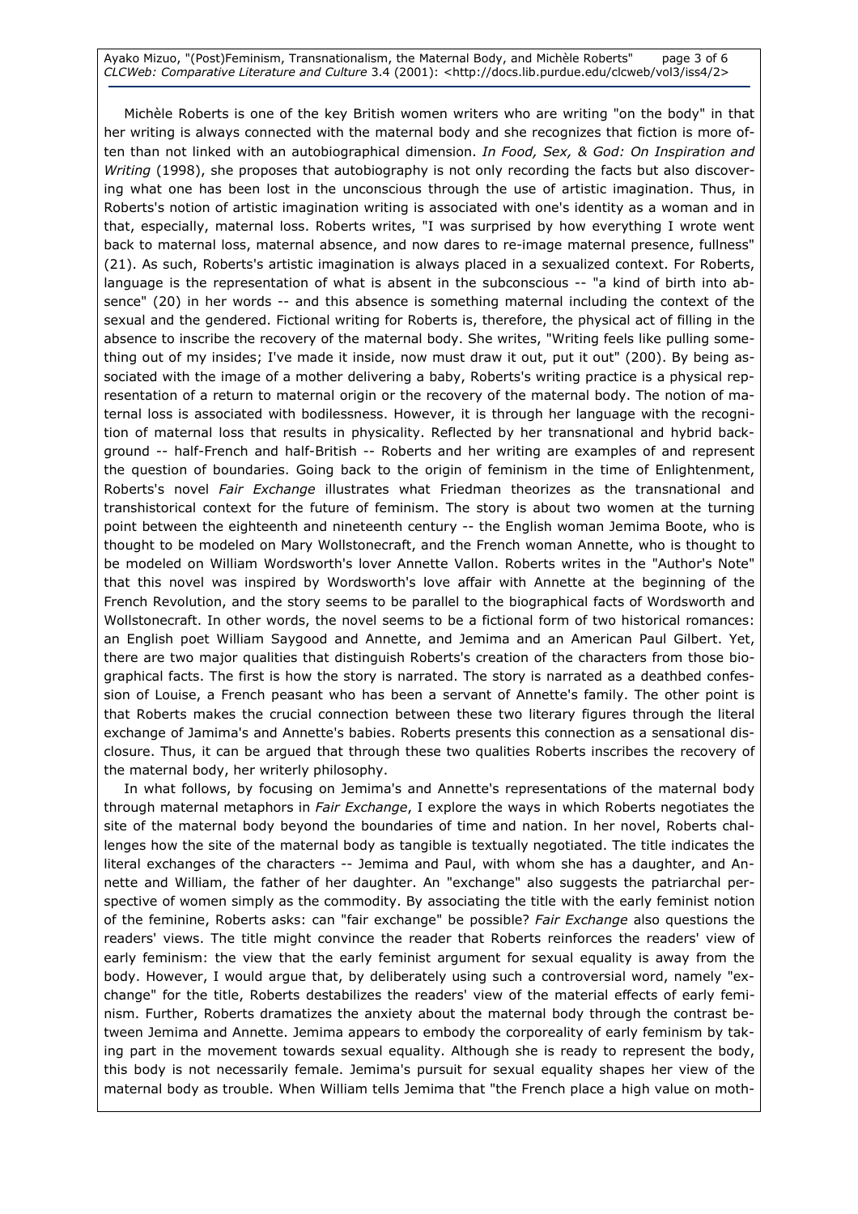Michèle Roberts is one of the key British women writers who are writing "on the body" in that her writing is always connected with the maternal body and she recognizes that fiction is more often than not linked with an autobiographical dimension. *In Food, Sex, & God: On Inspiration and Writing* (1998), she proposes that autobiography is not only recording the facts but also discovering what one has been lost in the unconscious through the use of artistic imagination. Thus, in Roberts's notion of artistic imagination writing is associated with one's identity as a woman and in that, especially, maternal loss. Roberts writes, "I was surprised by how everything I wrote went back to maternal loss, maternal absence, and now dares to re-image maternal presence, fullness" (21). As such, Roberts's artistic imagination is always placed in a sexualized context. For Roberts, language is the representation of what is absent in the subconscious -- "a kind of birth into absence" (20) in her words -- and this absence is something maternal including the context of the sexual and the gendered. Fictional writing for Roberts is, therefore, the physical act of filling in the absence to inscribe the recovery of the maternal body. She writes, "Writing feels like pulling something out of my insides; I've made it inside, now must draw it out, put it out" (200). By being associated with the image of a mother delivering a baby, Roberts's writing practice is a physical representation of a return to maternal origin or the recovery of the maternal body. The notion of maternal loss is associated with bodilessness. However, it is through her language with the recognition of maternal loss that results in physicality. Reflected by her transnational and hybrid background -- half-French and half-British -- Roberts and her writing are examples of and represent the question of boundaries. Going back to the origin of feminism in the time of Enlightenment, Roberts's novel *Fair Exchange* illustrates what Friedman theorizes as the transnational and transhistorical context for the future of feminism. The story is about two women at the turning point between the eighteenth and nineteenth century -- the English woman Jemima Boote, who is thought to be modeled on Mary Wollstonecraft, and the French woman Annette, who is thought to be modeled on William Wordsworth's lover Annette Vallon. Roberts writes in the "Author's Note" that this novel was inspired by Wordsworth's love affair with Annette at the beginning of the French Revolution, and the story seems to be parallel to the biographical facts of Wordsworth and Wollstonecraft. In other words, the novel seems to be a fictional form of two historical romances: an English poet William Saygood and Annette, and Jemima and an American Paul Gilbert. Yet, there are two major qualities that distinguish Roberts's creation of the characters from those biographical facts. The first is how the story is narrated. The story is narrated as a deathbed confession of Louise, a French peasant who has been a servant of Annette's family. The other point is that Roberts makes the crucial connection between these two literary figures through the literal exchange of Jamima's and Annette's babies. Roberts presents this connection as a sensational disclosure. Thus, it can be argued that through these two qualities Roberts inscribes the recovery of the maternal body, her writerly philosophy.

In what follows, by focusing on Jemima's and Annette's representations of the maternal body through maternal metaphors in *Fair Exchange*, I explore the ways in which Roberts negotiates the site of the maternal body beyond the boundaries of time and nation. In her novel, Roberts challenges how the site of the maternal body as tangible is textually negotiated. The title indicates the literal exchanges of the characters -- Jemima and Paul, with whom she has a daughter, and Annette and William, the father of her daughter. An "exchange" also suggests the patriarchal perspective of women simply as the commodity. By associating the title with the early feminist notion of the feminine, Roberts asks: can "fair exchange" be possible? *Fair Exchange* also questions the readers' views. The title might convince the reader that Roberts reinforces the readers' view of early feminism: the view that the early feminist argument for sexual equality is away from the body. However, I would argue that, by deliberately using such a controversial word, namely "exchange" for the title, Roberts destabilizes the readers' view of the material effects of early feminism. Further, Roberts dramatizes the anxiety about the maternal body through the contrast between Jemima and Annette. Jemima appears to embody the corporeality of early feminism by taking part in the movement towards sexual equality. Although she is ready to represent the body, this body is not necessarily female. Jemima's pursuit for sexual equality shapes her view of the maternal body as trouble. When William tells Jemima that "the French place a high value on moth-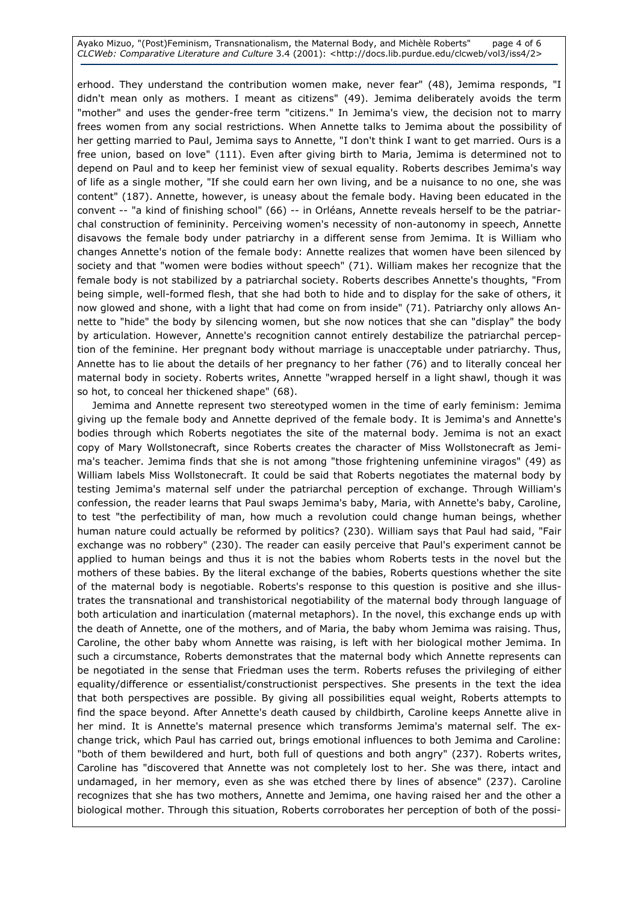erhood. They understand the contribution women make, never fear" (48), Jemima responds, "I didn't mean only as mothers. I meant as citizens" (49). Jemima deliberately avoids the term "mother" and uses the gender-free term "citizens." In Jemima's view, the decision not to marry frees women from any social restrictions. When Annette talks to Jemima about the possibility of her getting married to Paul, Jemima says to Annette, "I don't think I want to get married. Ours is a free union, based on love" (111). Even after giving birth to Maria, Jemima is determined not to depend on Paul and to keep her feminist view of sexual equality. Roberts describes Jemima's way of life as a single mother, "If she could earn her own living, and be a nuisance to no one, she was content" (187). Annette, however, is uneasy about the female body. Having been educated in the convent -- "a kind of finishing school" (66) -- in Orléans, Annette reveals herself to be the patriarchal construction of femininity. Perceiving women's necessity of non-autonomy in speech, Annette disavows the female body under patriarchy in a different sense from Jemima. It is William who changes Annette's notion of the female body: Annette realizes that women have been silenced by society and that "women were bodies without speech" (71). William makes her recognize that the female body is not stabilized by a patriarchal society. Roberts describes Annette's thoughts, "From being simple, well-formed flesh, that she had both to hide and to display for the sake of others, it now glowed and shone, with a light that had come on from inside" (71). Patriarchy only allows Annette to "hide" the body by silencing women, but she now notices that she can "display" the body by articulation. However, Annette's recognition cannot entirely destabilize the patriarchal perception of the feminine. Her pregnant body without marriage is unacceptable under patriarchy. Thus, Annette has to lie about the details of her pregnancy to her father (76) and to literally conceal her maternal body in society. Roberts writes, Annette "wrapped herself in a light shawl, though it was so hot, to conceal her thickened shape" (68).

Jemima and Annette represent two stereotyped women in the time of early feminism: Jemima giving up the female body and Annette deprived of the female body. It is Jemima's and Annette's bodies through which Roberts negotiates the site of the maternal body. Jemima is not an exact copy of Mary Wollstonecraft, since Roberts creates the character of Miss Wollstonecraft as Jemima's teacher. Jemima finds that she is not among "those frightening unfeminine viragos" (49) as William labels Miss Wollstonecraft. It could be said that Roberts negotiates the maternal body by testing Jemima's maternal self under the patriarchal perception of exchange. Through William's confession, the reader learns that Paul swaps Jemima's baby, Maria, with Annette's baby, Caroline, to test "the perfectibility of man, how much a revolution could change human beings, whether human nature could actually be reformed by politics? (230). William says that Paul had said, "Fair exchange was no robbery" (230). The reader can easily perceive that Paul's experiment cannot be applied to human beings and thus it is not the babies whom Roberts tests in the novel but the mothers of these babies. By the literal exchange of the babies, Roberts questions whether the site of the maternal body is negotiable. Roberts's response to this question is positive and she illustrates the transnational and transhistorical negotiability of the maternal body through language of both articulation and inarticulation (maternal metaphors). In the novel, this exchange ends up with the death of Annette, one of the mothers, and of Maria, the baby whom Jemima was raising. Thus, Caroline, the other baby whom Annette was raising, is left with her biological mother Jemima. In such a circumstance, Roberts demonstrates that the maternal body which Annette represents can be negotiated in the sense that Friedman uses the term. Roberts refuses the privileging of either equality/difference or essentialist/constructionist perspectives. She presents in the text the idea that both perspectives are possible. By giving all possibilities equal weight, Roberts attempts to find the space beyond. After Annette's death caused by childbirth, Caroline keeps Annette alive in her mind. It is Annette's maternal presence which transforms Jemima's maternal self. The exchange trick, which Paul has carried out, brings emotional influences to both Jemima and Caroline: "both of them bewildered and hurt, both full of questions and both angry" (237). Roberts writes, Caroline has "discovered that Annette was not completely lost to her. She was there, intact and undamaged, in her memory, even as she was etched there by lines of absence" (237). Caroline recognizes that she has two mothers, Annette and Jemima, one having raised her and the other a biological mother. Through this situation, Roberts corroborates her perception of both of the possi-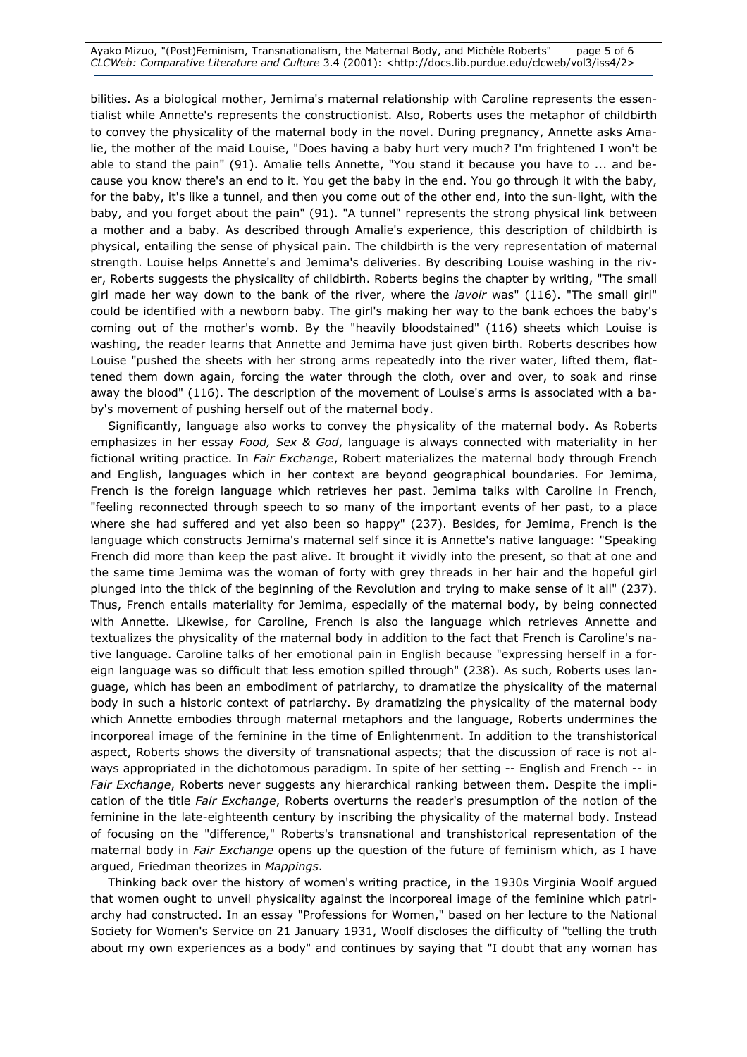bilities. As a biological mother, Jemima's maternal relationship with Caroline represents the essentialist while Annette's represents the constructionist. Also, Roberts uses the metaphor of childbirth to convey the physicality of the maternal body in the novel. During pregnancy, Annette asks Amalie, the mother of the maid Louise, "Does having a baby hurt very much? I'm frightened I won't be able to stand the pain" (91). Amalie tells Annette, "You stand it because you have to ... and because you know there's an end to it. You get the baby in the end. You go through it with the baby, for the baby, it's like a tunnel, and then you come out of the other end, into the sun-light, with the baby, and you forget about the pain" (91). "A tunnel" represents the strong physical link between a mother and a baby. As described through Amalie's experience, this description of childbirth is physical, entailing the sense of physical pain. The childbirth is the very representation of maternal strength. Louise helps Annette's and Jemima's deliveries. By describing Louise washing in the river, Roberts suggests the physicality of childbirth. Roberts begins the chapter by writing, "The small girl made her way down to the bank of the river, where the *lavoir* was" (116). "The small girl" could be identified with a newborn baby. The girl's making her way to the bank echoes the baby's coming out of the mother's womb. By the "heavily bloodstained" (116) sheets which Louise is washing, the reader learns that Annette and Jemima have just given birth. Roberts describes how Louise "pushed the sheets with her strong arms repeatedly into the river water, lifted them, flattened them down again, forcing the water through the cloth, over and over, to soak and rinse away the blood" (116). The description of the movement of Louise's arms is associated with a baby's movement of pushing herself out of the maternal body.

Significantly, language also works to convey the physicality of the maternal body. As Roberts emphasizes in her essay *Food, Sex & God*, language is always connected with materiality in her fictional writing practice. In *Fair Exchange*, Robert materializes the maternal body through French and English, languages which in her context are beyond geographical boundaries. For Jemima, French is the foreign language which retrieves her past. Jemima talks with Caroline in French, "feeling reconnected through speech to so many of the important events of her past, to a place where she had suffered and yet also been so happy" (237). Besides, for Jemima, French is the language which constructs Jemima's maternal self since it is Annette's native language: "Speaking French did more than keep the past alive. It brought it vividly into the present, so that at one and the same time Jemima was the woman of forty with grey threads in her hair and the hopeful girl plunged into the thick of the beginning of the Revolution and trying to make sense of it all" (237). Thus, French entails materiality for Jemima, especially of the maternal body, by being connected with Annette. Likewise, for Caroline, French is also the language which retrieves Annette and textualizes the physicality of the maternal body in addition to the fact that French is Caroline's native language. Caroline talks of her emotional pain in English because "expressing herself in a foreign language was so difficult that less emotion spilled through" (238). As such, Roberts uses language, which has been an embodiment of patriarchy, to dramatize the physicality of the maternal body in such a historic context of patriarchy. By dramatizing the physicality of the maternal body which Annette embodies through maternal metaphors and the language, Roberts undermines the incorporeal image of the feminine in the time of Enlightenment. In addition to the transhistorical aspect, Roberts shows the diversity of transnational aspects; that the discussion of race is not always appropriated in the dichotomous paradigm. In spite of her setting -- English and French -- in *Fair Exchange*, Roberts never suggests any hierarchical ranking between them. Despite the implication of the title *Fair Exchange*, Roberts overturns the reader's presumption of the notion of the feminine in the late-eighteenth century by inscribing the physicality of the maternal body. Instead of focusing on the "difference," Roberts's transnational and transhistorical representation of the maternal body in *Fair Exchange* opens up the question of the future of feminism which, as I have argued, Friedman theorizes in *Mappings*.

Thinking back over the history of women's writing practice, in the 1930s Virginia Woolf argued that women ought to unveil physicality against the incorporeal image of the feminine which patriarchy had constructed. In an essay "Professions for Women," based on her lecture to the National Society for Women's Service on 21 January 1931, Woolf discloses the difficulty of "telling the truth about my own experiences as a body" and continues by saying that "I doubt that any woman has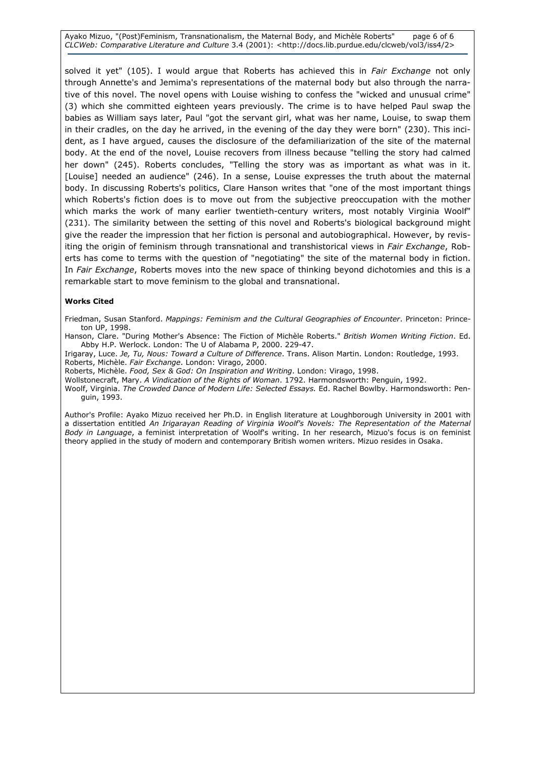solved it yet" (105). I would argue that Roberts has achieved this in *Fair Exchange* not only through Annette's and Jemima's representations of the maternal body but also through the narrative of this novel. The novel opens with Louise wishing to confess the "wicked and unusual crime" (3) which she committed eighteen years previously. The crime is to have helped Paul swap the babies as William says later, Paul "got the servant girl, what was her name, Louise, to swap them in their cradles, on the day he arrived, in the evening of the day they were born" (230). This incident, as I have argued, causes the disclosure of the defamiliarization of the site of the maternal body. At the end of the novel, Louise recovers from illness because "telling the story had calmed her down" (245). Roberts concludes, "Telling the story was as important as what was in it. [Louise] needed an audience" (246). In a sense, Louise expresses the truth about the maternal body. In discussing Roberts's politics, Clare Hanson writes that "one of the most important things which Roberts's fiction does is to move out from the subjective preoccupation with the mother which marks the work of many earlier twentieth-century writers, most notably Virginia Woolf" (231). The similarity between the setting of this novel and Roberts's biological background might give the reader the impression that her fiction is personal and autobiographical. However, by revisiting the origin of feminism through transnational and transhistorical views in *Fair Exchange*, Roberts has come to terms with the question of "negotiating" the site of the maternal body in fiction. In *Fair Exchange*, Roberts moves into the new space of thinking beyond dichotomies and this is a remarkable start to move feminism to the global and transnational.

**Works Cited**

Friedman, Susan Stanford. *Mappings: Feminism and the Cultural Geographies of Encounter*. Princeton: Princeton UP, 1998.

Hanson, Clare. "During Mother's Absence: The Fiction of Michèle Roberts." *British Women Writing Fiction*. Ed. Abby H.P. Werlock. London: The U of Alabama P, 2000. 229-47.

Irigaray, Luce. *Je, Tu, Nous: Toward a Culture of Difference*. Trans. Alison Martin. London: Routledge, 1993.

Roberts, Michèle. *Fair Exchange*. London: Virago, 2000.

Roberts, Michèle. *Food, Sex & God: On Inspiration and Writing*. London: Virago, 1998.

Wollstonecraft, Mary. *A Vindication of the Rights of Woman*. 1792. Harmondsworth: Penguin, 1992.

Woolf, Virginia. *The Crowded Dance of Modern Life: Selected Essays.* Ed. Rachel Bowlby. Harmondsworth: Penguin, 1993.

Author's Profile: Ayako Mizuo received her Ph.D. in English literature at Loughborough University in 2001 with a dissertation entitled *An Irigarayan Reading of Virginia Woolf's Novels: The Representation of the Maternal Body in Language*, a feminist interpretation of Woolf's writing. In her research, Mizuo's focus is on feminist theory applied in the study of modern and contemporary British women writers. Mizuo resides in Osaka.